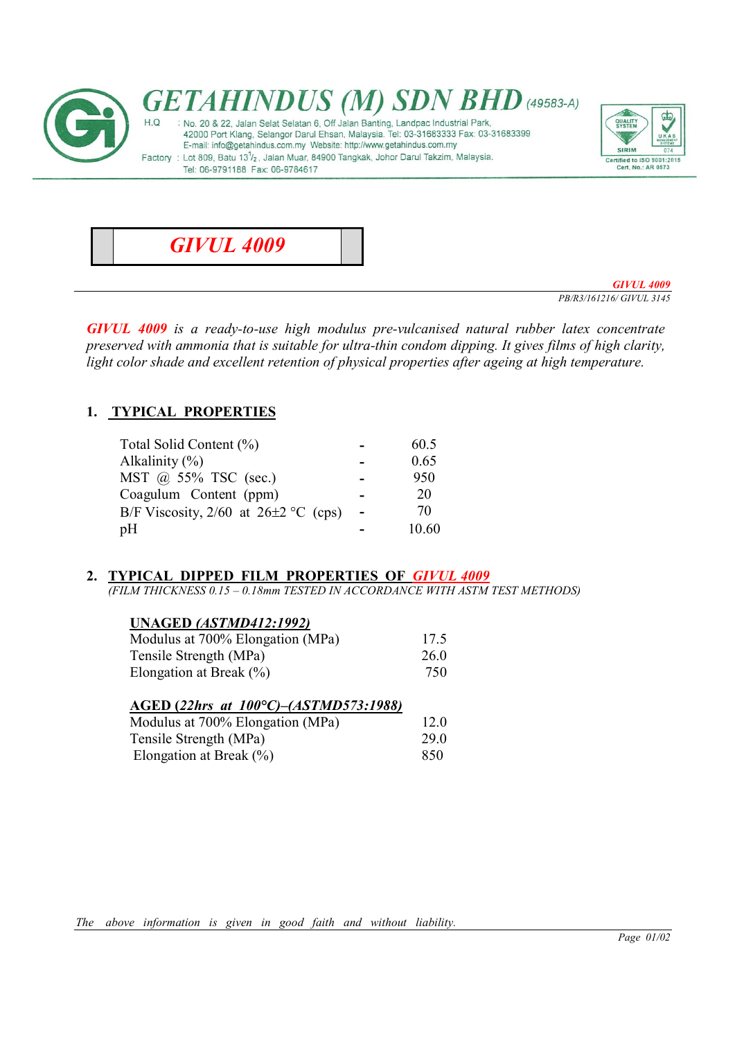# GETAHINDUS (M) SDN BHD (49583-A)

H.Q : No. 20 & 22, Jalan Selat Selatan 6, Off Jalan Banting, Landpac Industrial Park, 42000 Port Klang, Selangor Darul Ehsan, Malaysia. Tel: 03-31683333 Fax: 03-31683399
E-mail: info@getahindus.com.my Website: http://www.getahindus.com.my

Factory : Lot 809, Batu 13½, Jalan Muar, 84900 Tangkak, Johor Darul Takzim, Malaysia. Tel: 06-9791188 Fax: 06-9784617

Certified to ISO 9001:2015
Cert. No.: AR 0573

## GIVUL 4009

*GIVUL 4009*
*PB/R3/161216/ GIVUL 3145*

***GIVUL 4009** is a ready-to-use high modulus pre-vulcanised natural rubber latex concentrate preserved with ammonia that is suitable for ultra-thin condom dipping. It gives films of high clarity, light color shade and excellent retention of physical properties after ageing at high temperature.*

### 1. TYPICAL PROPERTIES

| Property | | Value |
|---|---|---|
| Total Solid Content (%) | - | 60.5 |
| Alkalinity (%) | - | 0.65 |
| MST @ 55% TSC (sec.) | - | 950 |
| Coagulum Content (ppm) | - | 20 |
| B/F Viscosity, 2/60 at 26±2 °C (cps) | - | 70 |
| pH | - | 10.60 |

### 2. TYPICAL DIPPED FILM PROPERTIES OF GIVUL 4009

*(FILM THICKNESS 0.15 – 0.18mm TESTED IN ACCORDANCE WITH ASTM TEST METHODS)*

**UNAGED *(ASTMD412:1992)***

| Property | Value |
|---|---|
| Modulus at 700% Elongation (MPa) | 17.5 |
| Tensile Strength (MPa) | 26.0 |
| Elongation at Break (%) | 750 |

**AGED (*22hrs at 100°C)–(ASTMD573:1988)***

| Property | Value |
|---|---|
| Modulus at 700% Elongation (MPa) | 12.0 |
| Tensile Strength (MPa) | 29.0 |
| Elongation at Break (%) | 850 |

*The above information is given in good faith and without liability.*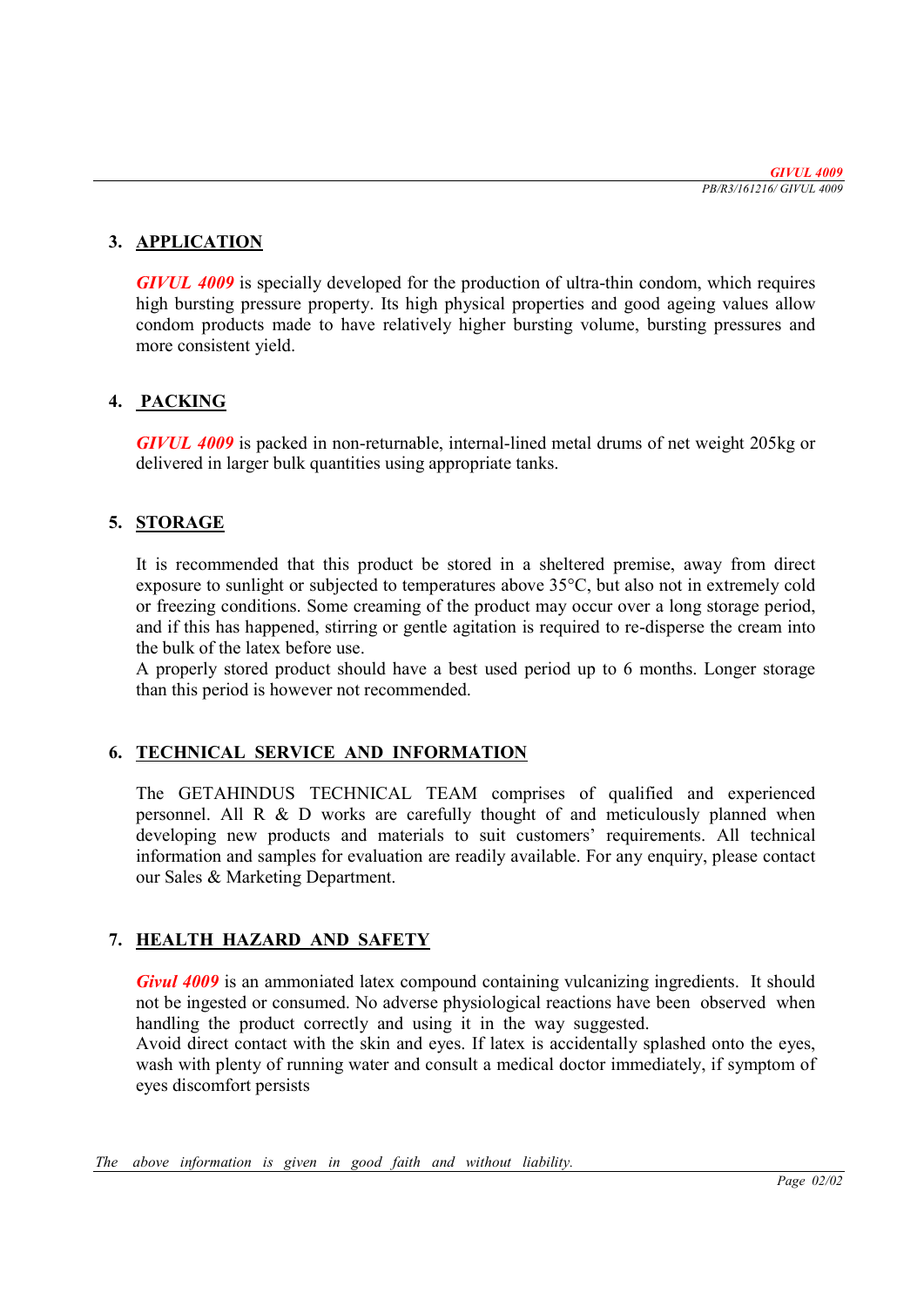## 3. APPLICATION

***GIVUL 4009*** is specially developed for the production of ultra-thin condom, which requires high bursting pressure property. Its high physical properties and good ageing values allow condom products made to have relatively higher bursting volume, bursting pressures and more consistent yield.

## 4. PACKING

***GIVUL 4009*** is packed in non-returnable, internal-lined metal drums of net weight 205kg or delivered in larger bulk quantities using appropriate tanks.

## 5. STORAGE

It is recommended that this product be stored in a sheltered premise, away from direct exposure to sunlight or subjected to temperatures above 35°C, but also not in extremely cold or freezing conditions. Some creaming of the product may occur over a long storage period, and if this has happened, stirring or gentle agitation is required to re-disperse the cream into the bulk of the latex before use.
A properly stored product should have a best used period up to 6 months. Longer storage than this period is however not recommended.

## 6. TECHNICAL SERVICE AND INFORMATION

The GETAHINDUS TECHNICAL TEAM comprises of qualified and experienced personnel. All R & D works are carefully thought of and meticulously planned when developing new products and materials to suit customers' requirements. All technical information and samples for evaluation are readily available. For any enquiry, please contact our Sales & Marketing Department.

## 7. HEALTH HAZARD AND SAFETY

***Givul 4009*** is an ammoniated latex compound containing vulcanizing ingredients. It should not be ingested or consumed. No adverse physiological reactions have been observed when handling the product correctly and using it in the way suggested.
Avoid direct contact with the skin and eyes. If latex is accidentally splashed onto the eyes, wash with plenty of running water and consult a medical doctor immediately, if symptom of eyes discomfort persists

*The above information is given in good faith and without liability.*